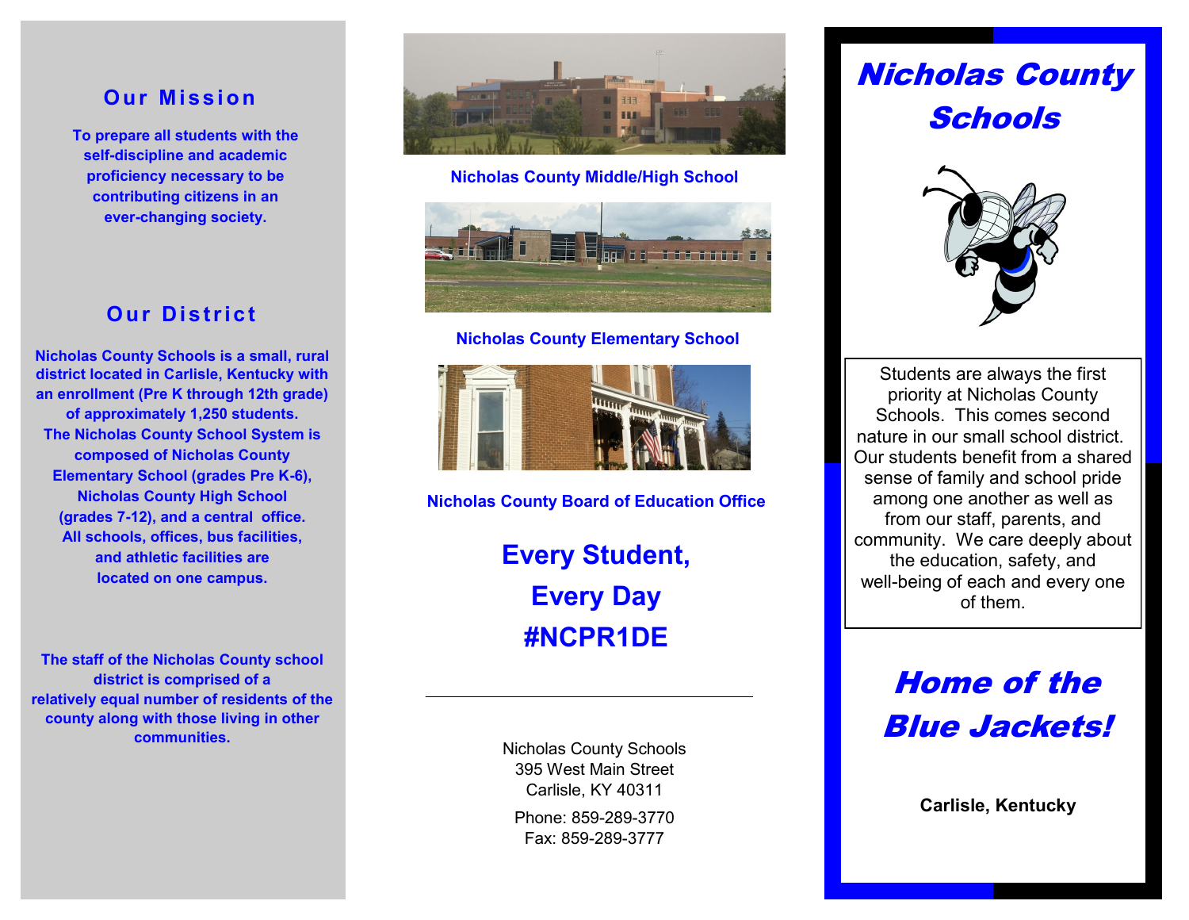## Our Mission

**To prepare all students with the self-discipline and academic proficiency necessary to be contributing citizens in an ever-changing society.**

## Our District

**Nicholas County Schools is a small, rural district located in Carlisle, Kentucky with an enrollment (Pre K through 12th grade) of approximately 1,250 students. The Nicholas County School System is composed of Nicholas County Elementary School (grades Pre K-6), Nicholas County High School (grades 7-12), and a central office. All schools, offices, bus facilities, and athletic facilities are located on one campus.**

**The staff of the Nicholas County school district is comprised of a relatively equal number of residents of the county along with those living in other communities.**

**Nicholas County Middle/High School**

**Nicholas County Elementary School**

**Nicholas County Board of Education Office**

## Every Student, Every Day #NCPR1DE

---

Nicholas County Schools
395 West Main Street
Carlisle, KY 40311

Phone: 859-289-3770
Fax: 859-289-3777

# *Nicholas County Schools*

Students are always the first priority at Nicholas County Schools. This comes second nature in our small school district. Our students benefit from a shared sense of family and school pride among one another as well as from our staff, parents, and community. We care deeply about the education, safety, and well-being of each and every one of them.

## *Home of the Blue Jackets!*

**Carlisle, Kentucky**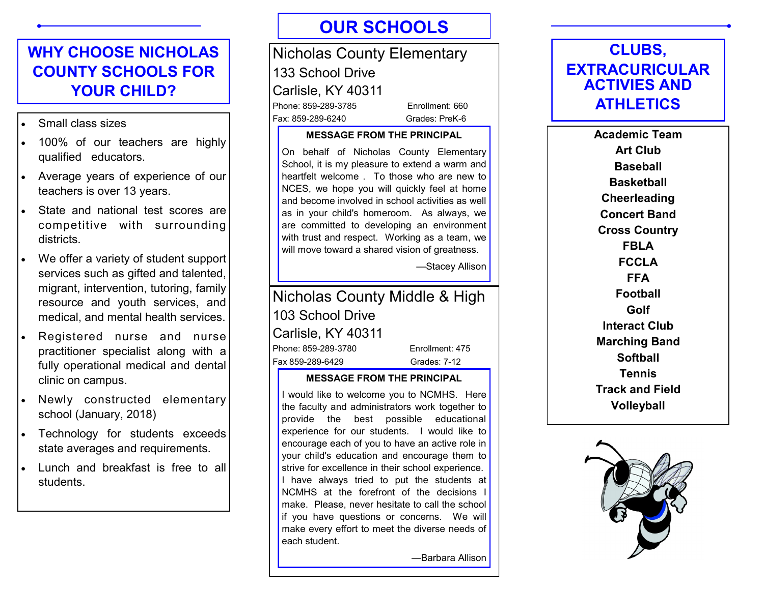## WHY CHOOSE NICHOLAS COUNTY SCHOOLS FOR YOUR CHILD?

- Small class sizes
- 100% of our teachers are highly qualified educators.
- Average years of experience of our teachers is over 13 years.
- State and national test scores are competitive with surrounding districts.
- We offer a variety of student support services such as gifted and talented, migrant, intervention, tutoring, family resource and youth services, and medical, and mental health services.
- Registered nurse and nurse practitioner specialist along with a fully operational medical and dental clinic on campus.
- Newly constructed elementary school (January, 2018)
- Technology for students exceeds state averages and requirements.
- Lunch and breakfast is free to all students.

## OUR SCHOOLS

### Nicholas County Elementary

133 School Drive
Carlisle, KY 40311

Phone: 859-289-3785 Enrollment: 660
Fax: 859-289-6240 Grades: PreK-6

**MESSAGE FROM THE PRINCIPAL**

On behalf of Nicholas County Elementary School, it is my pleasure to extend a warm and heartfelt welcome . To those who are new to NCES, we hope you will quickly feel at home and become involved in school activities as well as in your child's homeroom. As always, we are committed to developing an environment with trust and respect. Working as a team, we will move toward a shared vision of greatness.

—Stacey Allison

### Nicholas County Middle & High

103 School Drive
Carlisle, KY 40311

Phone: 859-289-3780 Enrollment: 475
Fax 859-289-6429 Grades: 7-12

**MESSAGE FROM THE PRINCIPAL**

I would like to welcome you to NCMHS. Here the faculty and administrators work together to provide the best possible educational experience for our students. I would like to encourage each of you to have an active role in your child's education and encourage them to strive for excellence in their school experience. I have always tried to put the students at NCMHS at the forefront of the decisions I make. Please, never hesitate to call the school if you have questions or concerns. We will make every effort to meet the diverse needs of each student.

—Barbara Allison

## CLUBS, EXTRACURICULAR ACTIVIES AND ATHLETICS

**Academic Team**
**Art Club**
**Baseball**
**Basketball**
**Cheerleading**
**Concert Band**
**Cross Country**
**FBLA**
**FCCLA**
**FFA**
**Football**
**Golf**
**Interact Club**
**Marching Band**
**Softball**
**Tennis**
**Track and Field**
**Volleyball**